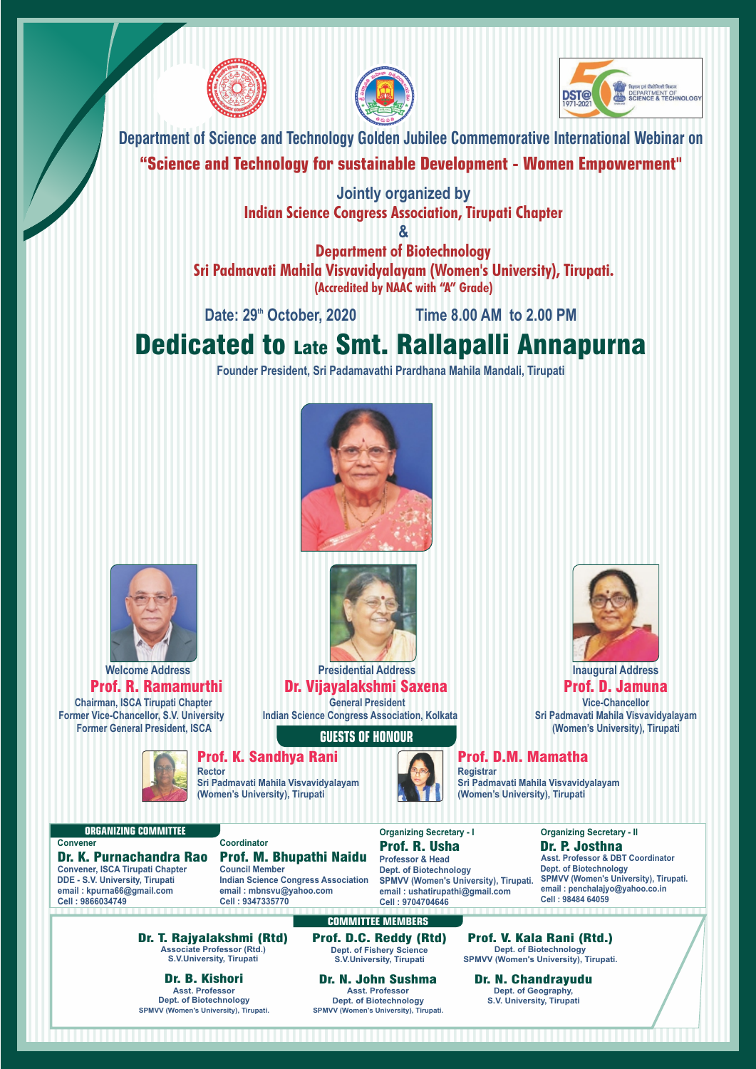Department of Science and Technology Golden Jubilee Commemorative International Webinar on

# "Science and Technology for sustainable Development - Women Empowerment"

Jointly organized by

**Indian Science Congress Association, Tirupati Chapter**

**&**

**Department of Biotechnology**

**Sri Padmavati Mahila Visvavidyalayam (Women's University), Tirupati.**

**(Accredited by NAAC with "A" Grade)**

Date: 29th October, 2020 Time 8.00 AM to 2.00 PM

# Dedicated to Late Smt. Rallapalli Annapurna

Founder President, Sri Padamavathi Prardhana Mahila Mandali, Tirupati

Welcome Address

**Prof. R. Ramamurthi**

Chairman, ISCA Tirupati Chapter
Former Vice-Chancellor, S.V. University
Former General President, ISCA

Presidential Address

**Dr. Vijayalakshmi Saxena**

General President
Indian Science Congress Association, Kolkata

Inaugural Address

**Prof. D. Jamuna**

Vice-Chancellor
Sri Padmavati Mahila Visvavidyalayam
(Women's University), Tirupati

## GUESTS OF HONOUR

**Prof. K. Sandhya Rani**

Rector
Sri Padmavati Mahila Visvavidyalayam
(Women's University), Tirupati

**Prof. D.M. Mamatha**

Registrar
Sri Padmavati Mahila Visvavidyalayam
(Women's University), Tirupati

## ORGANIZING COMMITTEE

Convener

**Dr. K. Purnachandra Rao**

Convener, ISCA Tirupati Chapter
DDE - S.V. University, Tirupati
email : kpurna66@gmail.com
Cell : 9866034749

Coordinator

**Prof. M. Bhupathi Naidu**

Council Member
Indian Science Congress Association
email : mbnsvu@yahoo.com
Cell : 9347335770

Organizing Secretary - I

**Prof. R. Usha**

Professor & Head
Dept. of Biotechnology
SPMVV (Women's University), Tirupati.
email : ushatirupathi@gmail.com
Cell : 9704704646

Organizing Secretary - II

**Dr. P. Josthna**

Asst. Professor & DBT Coordinator
Dept. of Biotechnology
SPMVV (Women's University), Tirupati.
email : penchalajyo@yahoo.co.in
Cell : 98484 64059

## COMMITTEE MEMBERS

**Dr. T. Rajyalakshmi (Rtd)**
Associate Professor (Rtd.)
S.V.University, Tirupati

**Prof. D.C. Reddy (Rtd)**
Dept. of Fishery Science
S.V.University, Tirupati

**Prof. V. Kala Rani (Rtd.)**
Dept. of Biotechnology
SPMVV (Women's University), Tirupati.

**Dr. B. Kishori**
Asst. Professor
Dept. of Biotechnology
SPMVV (Women's University), Tirupati.

**Dr. N. John Sushma**
Asst. Professor
Dept. of Biotechnology
SPMVV (Women's University), Tirupati.

**Dr. N. Chandrayudu**
Dept. of Geography,
S.V. University, Tirupati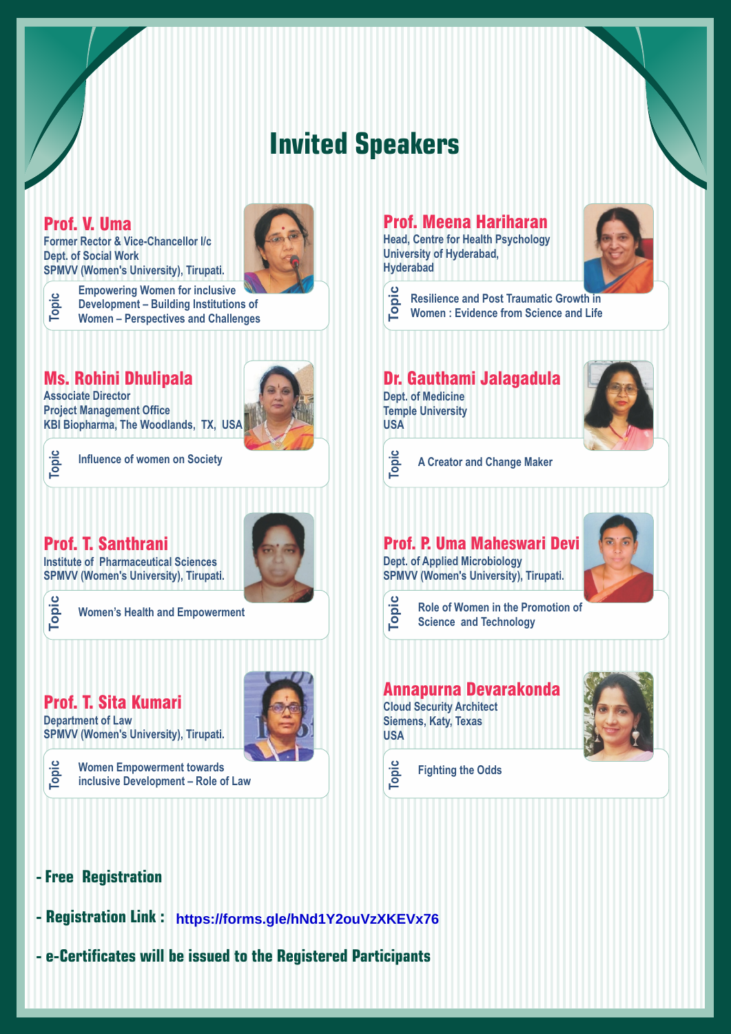# Invited Speakers

### Prof. V. Uma

Former Rector & Vice-Chancellor I/c
Dept. of Social Work
SPMVV (Women's University), Tirupati.

**Topic:** Empowering Women for inclusive Development – Building Institutions of Women – Perspectives and Challenges

### Prof. Meena Hariharan

Head, Centre for Health Psychology
University of Hyderabad,
Hyderabad

**Topic:** Resilience and Post Traumatic Growth in Women : Evidence from Science and Life

### Ms. Rohini Dhulipala

Associate Director
Project Management Office
KBI Biopharma, The Woodlands, TX, USA

**Topic:** Influence of women on Society

### Dr. Gauthami Jalagadula

Dept. of Medicine
Temple University
USA

**Topic:** A Creator and Change Maker

### Prof. T. Santhrani

Institute of Pharmaceutical Sciences
SPMVV (Women's University), Tirupati.

**Topic:** Women's Health and Empowerment

### Prof. P. Uma Maheswari Devi

Dept. of Applied Microbiology
SPMVV (Women's University), Tirupati.

**Topic:** Role of Women in the Promotion of Science and Technology

### Prof. T. Sita Kumari

Department of Law
SPMVV (Women's University), Tirupati.

**Topic:** Women Empowerment towards inclusive Development – Role of Law

### Annapurna Devarakonda

Cloud Security Architect
Siemens, Katy, Texas
USA

**Topic:** Fighting the Odds

- Free Registration
- Registration Link : https://forms.gle/hNd1Y2ouVzXKEVx76
- e-Certificates will be issued to the Registered Participants